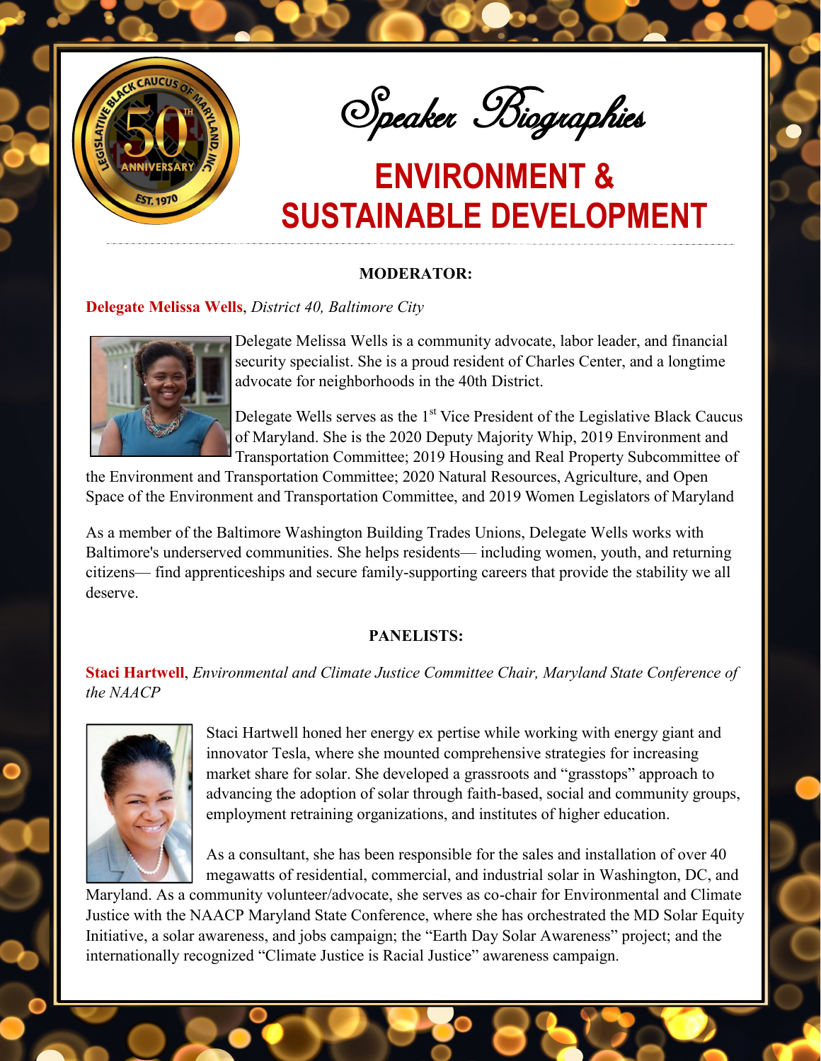# Speaker Biographies

## ENVIRONMENT & SUSTAINABLE DEVELOPMENT

**MODERATOR:**

**Delegate Melissa Wells**, *District 40, Baltimore City*

Delegate Melissa Wells is a community advocate, labor leader, and financial security specialist. She is a proud resident of Charles Center, and a longtime advocate for neighborhoods in the 40th District.

Delegate Wells serves as the 1st Vice President of the Legislative Black Caucus of Maryland. She is the 2020 Deputy Majority Whip, 2019 Environment and Transportation Committee; 2019 Housing and Real Property Subcommittee of the Environment and Transportation Committee; 2020 Natural Resources, Agriculture, and Open Space of the Environment and Transportation Committee, and 2019 Women Legislators of Maryland

As a member of the Baltimore Washington Building Trades Unions, Delegate Wells works with Baltimore's underserved communities. She helps residents— including women, youth, and returning citizens— find apprenticeships and secure family-supporting careers that provide the stability we all deserve.

**PANELISTS:**

**Staci Hartwell**, *Environmental and Climate Justice Committee Chair, Maryland State Conference of the NAACP*

Staci Hartwell honed her energy ex pertise while working with energy giant and innovator Tesla, where she mounted comprehensive strategies for increasing market share for solar. She developed a grassroots and "grasstops" approach to advancing the adoption of solar through faith-based, social and community groups, employment retraining organizations, and institutes of higher education.

As a consultant, she has been responsible for the sales and installation of over 40 megawatts of residential, commercial, and industrial solar in Washington, DC, and Maryland. As a community volunteer/advocate, she serves as co-chair for Environmental and Climate Justice with the NAACP Maryland State Conference, where she has orchestrated the MD Solar Equity Initiative, a solar awareness, and jobs campaign; the "Earth Day Solar Awareness" project; and the internationally recognized "Climate Justice is Racial Justice" awareness campaign.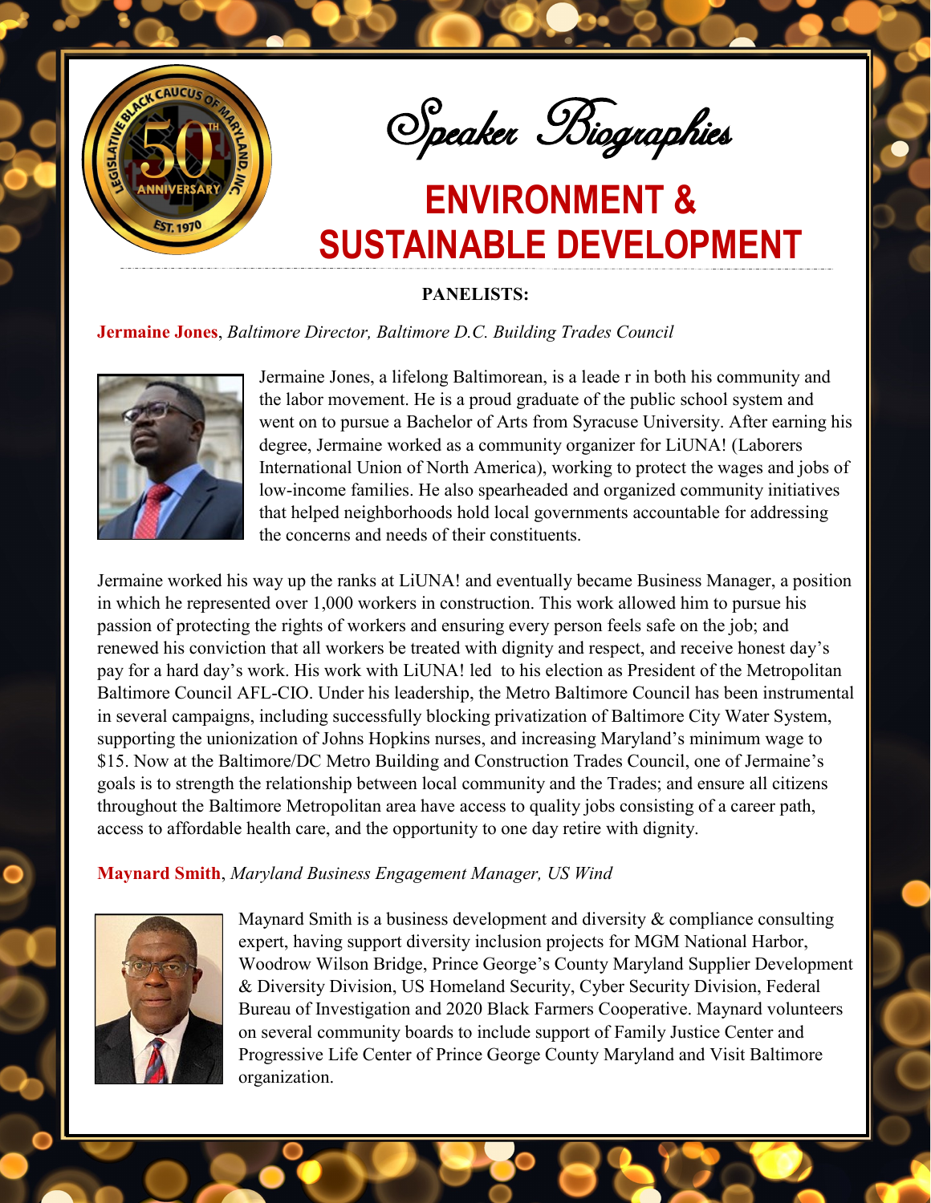# Speaker Biographies

## ENVIRONMENT & SUSTAINABLE DEVELOPMENT

**PANELISTS:**

**Jermaine Jones**, *Baltimore Director, Baltimore D.C. Building Trades Council*

Jermaine Jones, a lifelong Baltimorean, is a leade r in both his community and the labor movement. He is a proud graduate of the public school system and went on to pursue a Bachelor of Arts from Syracuse University. After earning his degree, Jermaine worked as a community organizer for LiUNA! (Laborers International Union of North America), working to protect the wages and jobs of low-income families. He also spearheaded and organized community initiatives that helped neighborhoods hold local governments accountable for addressing the concerns and needs of their constituents.

Jermaine worked his way up the ranks at LiUNA! and eventually became Business Manager, a position in which he represented over 1,000 workers in construction. This work allowed him to pursue his passion of protecting the rights of workers and ensuring every person feels safe on the job; and renewed his conviction that all workers be treated with dignity and respect, and receive honest day's pay for a hard day's work. His work with LiUNA! led to his election as President of the Metropolitan Baltimore Council AFL-CIO. Under his leadership, the Metro Baltimore Council has been instrumental in several campaigns, including successfully blocking privatization of Baltimore City Water System, supporting the unionization of Johns Hopkins nurses, and increasing Maryland's minimum wage to $15. Now at the Baltimore/DC Metro Building and Construction Trades Council, one of Jermaine's goals is to strength the relationship between local community and the Trades; and ensure all citizens throughout the Baltimore Metropolitan area have access to quality jobs consisting of a career path, access to affordable health care, and the opportunity to one day retire with dignity.

**Maynard Smith**, *Maryland Business Engagement Manager, US Wind*

Maynard Smith is a business development and diversity & compliance consulting expert, having support diversity inclusion projects for MGM National Harbor, Woodrow Wilson Bridge, Prince George's County Maryland Supplier Development & Diversity Division, US Homeland Security, Cyber Security Division, Federal Bureau of Investigation and 2020 Black Farmers Cooperative. Maynard volunteers on several community boards to include support of Family Justice Center and Progressive Life Center of Prince George County Maryland and Visit Baltimore organization.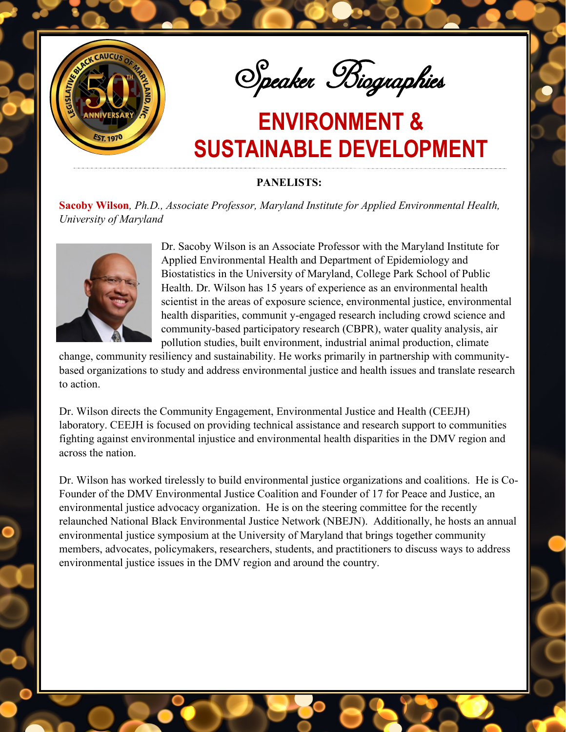Speaker Biographies

# ENVIRONMENT & SUSTAINABLE DEVELOPMENT

**PANELISTS:**

**Sacoby Wilson**, *Ph.D., Associate Professor, Maryland Institute for Applied Environmental Health, University of Maryland*

Dr. Sacoby Wilson is an Associate Professor with the Maryland Institute for Applied Environmental Health and Department of Epidemiology and Biostatistics in the University of Maryland, College Park School of Public Health. Dr. Wilson has 15 years of experience as an environmental health scientist in the areas of exposure science, environmental justice, environmental health disparities, communit y-engaged research including crowd science and community-based participatory research (CBPR), water quality analysis, air pollution studies, built environment, industrial animal production, climate change, community resiliency and sustainability. He works primarily in partnership with community-based organizations to study and address environmental justice and health issues and translate research to action.

Dr. Wilson directs the Community Engagement, Environmental Justice and Health (CEEJH) laboratory. CEEJH is focused on providing technical assistance and research support to communities fighting against environmental injustice and environmental health disparities in the DMV region and across the nation.

Dr. Wilson has worked tirelessly to build environmental justice organizations and coalitions. He is Co-Founder of the DMV Environmental Justice Coalition and Founder of 17 for Peace and Justice, an environmental justice advocacy organization. He is on the steering committee for the recently relaunched National Black Environmental Justice Network (NBEJN). Additionally, he hosts an annual environmental justice symposium at the University of Maryland that brings together community members, advocates, policymakers, researchers, students, and practitioners to discuss ways to address environmental justice issues in the DMV region and around the country.